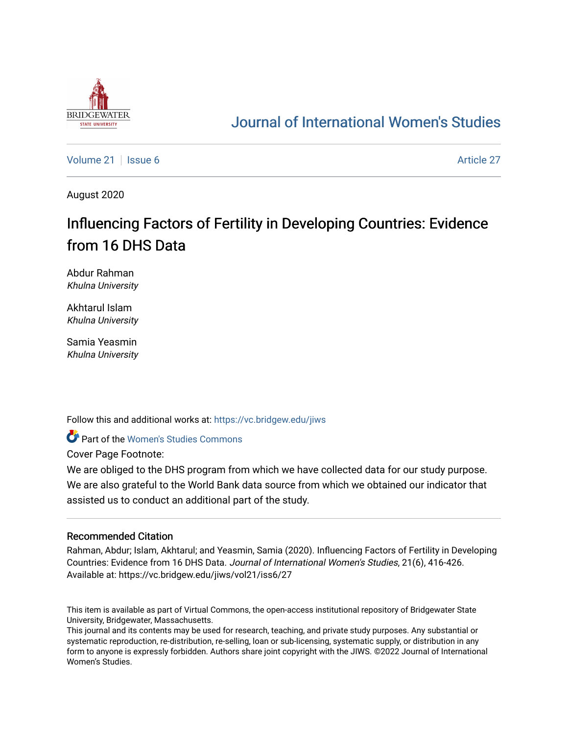# Journal of International Women's Studies

Volume 21 | Issue 6 | Article 27

August 2020

## Influencing Factors of Fertility in Developing Countries: Evidence from 16 DHS Data

Abdur Rahman
*Khulna University*

Akhtarul Islam
*Khulna University*

Samia Yeasmin
*Khulna University*

Follow this and additional works at: https://vc.bridgew.edu/jiws

Part of the Women's Studies Commons

Cover Page Footnote:

We are obliged to the DHS program from which we have collected data for our study purpose. We are also grateful to the World Bank data source from which we obtained our indicator that assisted us to conduct an additional part of the study.

### Recommended Citation

Rahman, Abdur; Islam, Akhtarul; and Yeasmin, Samia (2020). Influencing Factors of Fertility in Developing Countries: Evidence from 16 DHS Data. *Journal of International Women's Studies*, 21(6), 416-426.
Available at: https://vc.bridgew.edu/jiws/vol21/iss6/27

This item is available as part of Virtual Commons, the open-access institutional repository of Bridgewater State University, Bridgewater, Massachusetts.
This journal and its contents may be used for research, teaching, and private study purposes. Any substantial or systematic reproduction, re-distribution, re-selling, loan or sub-licensing, systematic supply, or distribution in any form to anyone is expressly forbidden. Authors share joint copyright with the JIWS. ©2022 Journal of International Women's Studies.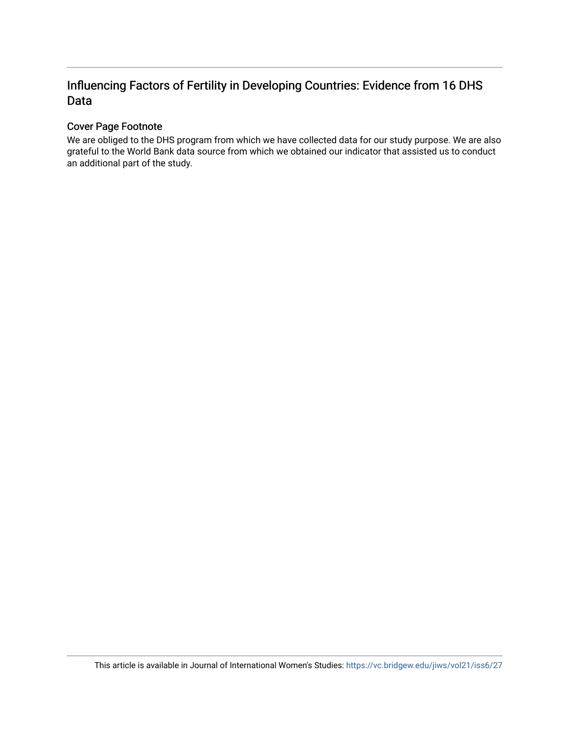# Influencing Factors of Fertility in Developing Countries: Evidence from 16 DHS Data

## Cover Page Footnote

We are obliged to the DHS program from which we have collected data for our study purpose. We are also grateful to the World Bank data source from which we obtained our indicator that assisted us to conduct an additional part of the study.

This article is available in Journal of International Women's Studies: https://vc.bridgew.edu/jiws/vol21/iss6/27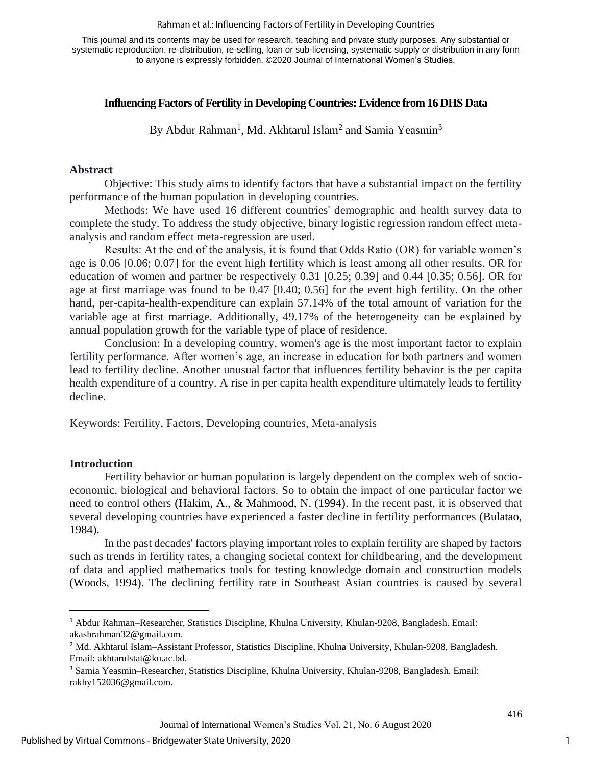This journal and its contents may be used for research, teaching and private study purposes. Any substantial or systematic reproduction, re-distribution, re-selling, loan or sub-licensing, systematic supply or distribution in any form to anyone is expressly forbidden. ©2020 Journal of International Women's Studies.

# Influencing Factors of Fertility in Developing Countries: Evidence from 16 DHS Data

By Abdur Rahman[1], Md. Akhtarul Islam[2] and Samia Yeasmin[3]

## Abstract

Objective: This study aims to identify factors that have a substantial impact on the fertility performance of the human population in developing countries.

Methods: We have used 16 different countries' demographic and health survey data to complete the study. To address the study objective, binary logistic regression random effect meta-analysis and random effect meta-regression are used.

Results: At the end of the analysis, it is found that Odds Ratio (OR) for variable women's age is 0.06 [0.06; 0.07] for the event high fertility which is least among all other results. OR for education of women and partner be respectively 0.31 [0.25; 0.39] and 0.44 [0.35; 0.56]. OR for age at first marriage was found to be 0.47 [0.40; 0.56] for the event high fertility. On the other hand, per-capita-health-expenditure can explain 57.14% of the total amount of variation for the variable age at first marriage. Additionally, 49.17% of the heterogeneity can be explained by annual population growth for the variable type of place of residence.

Conclusion: In a developing country, women's age is the most important factor to explain fertility performance. After women's age, an increase in education for both partners and women lead to fertility decline. Another unusual factor that influences fertility behavior is the per capita health expenditure of a country. A rise in per capita health expenditure ultimately leads to fertility decline.

Keywords: Fertility, Factors, Developing countries, Meta-analysis

## Introduction

Fertility behavior or human population is largely dependent on the complex web of socio-economic, biological and behavioral factors. So to obtain the impact of one particular factor we need to control others (Hakim, A., & Mahmood, N. (1994). In the recent past, it is observed that several developing countries have experienced a faster decline in fertility performances (Bulatao, 1984).

In the past decades' factors playing important roles to explain fertility are shaped by factors such as trends in fertility rates, a changing societal context for childbearing, and the development of data and applied mathematics tools for testing knowledge domain and construction models (Woods, 1994). The declining fertility rate in Southeast Asian countries is caused by several

---

[1] Abdur Rahman–Researcher, Statistics Discipline, Khulna University, Khulan-9208, Bangladesh. Email: akashrahman32@gmail.com.

[2] Md. Akhtarul Islam–Assistant Professor, Statistics Discipline, Khulna University, Khulan-9208, Bangladesh. Email: akhtarulstat@ku.ac.bd.

[3] Samia Yeasmin–Researcher, Statistics Discipline, Khulna University, Khulan-9208, Bangladesh. Email: rakhy152036@gmail.com.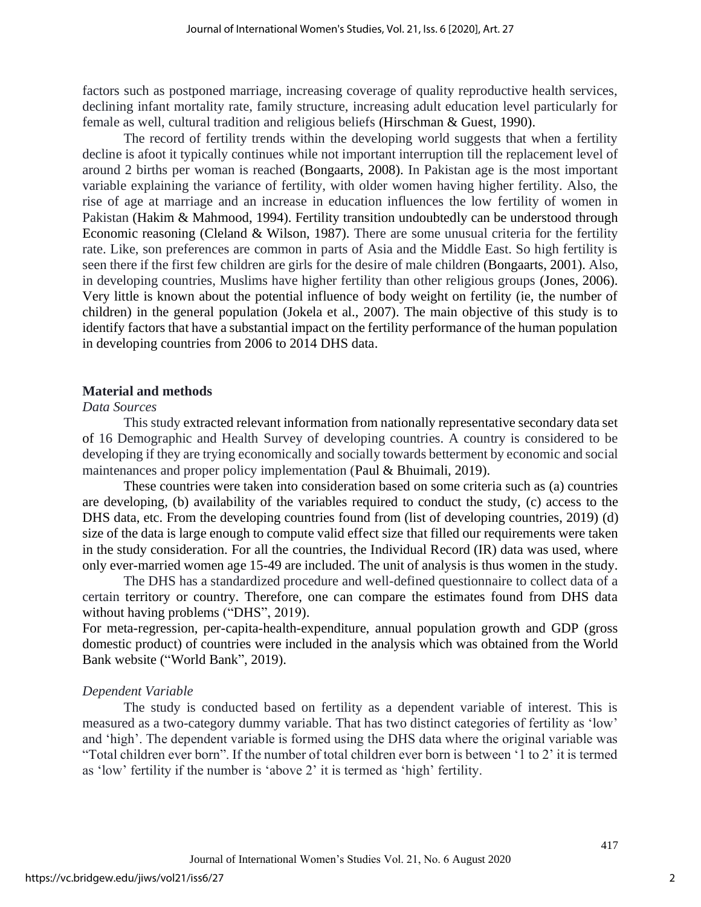factors such as postponed marriage, increasing coverage of quality reproductive health services, declining infant mortality rate, family structure, increasing adult education level particularly for female as well, cultural tradition and religious beliefs (Hirschman & Guest, 1990).

The record of fertility trends within the developing world suggests that when a fertility decline is afoot it typically continues while not important interruption till the replacement level of around 2 births per woman is reached (Bongaarts, 2008). In Pakistan age is the most important variable explaining the variance of fertility, with older women having higher fertility. Also, the rise of age at marriage and an increase in education influences the low fertility of women in Pakistan (Hakim & Mahmood, 1994). Fertility transition undoubtedly can be understood through Economic reasoning (Cleland & Wilson, 1987). There are some unusual criteria for the fertility rate. Like, son preferences are common in parts of Asia and the Middle East. So high fertility is seen there if the first few children are girls for the desire of male children (Bongaarts, 2001). Also, in developing countries, Muslims have higher fertility than other religious groups (Jones, 2006). Very little is known about the potential influence of body weight on fertility (ie, the number of children) in the general population (Jokela et al., 2007). The main objective of this study is to identify factors that have a substantial impact on the fertility performance of the human population in developing countries from 2006 to 2014 DHS data.

## Material and methods

### *Data Sources*

This study extracted relevant information from nationally representative secondary data set of 16 Demographic and Health Survey of developing countries. A country is considered to be developing if they are trying economically and socially towards betterment by economic and social maintenances and proper policy implementation (Paul & Bhuimali, 2019).

These countries were taken into consideration based on some criteria such as (a) countries are developing, (b) availability of the variables required to conduct the study, (c) access to the DHS data, etc. From the developing countries found from (list of developing countries, 2019) (d) size of the data is large enough to compute valid effect size that filled our requirements were taken in the study consideration. For all the countries, the Individual Record (IR) data was used, where only ever-married women age 15-49 are included. The unit of analysis is thus women in the study.

The DHS has a standardized procedure and well-defined questionnaire to collect data of a certain territory or country. Therefore, one can compare the estimates found from DHS data without having problems ("DHS", 2019).

For meta-regression, per-capita-health-expenditure, annual population growth and GDP (gross domestic product) of countries were included in the analysis which was obtained from the World Bank website ("World Bank", 2019).

### *Dependent Variable*

The study is conducted based on fertility as a dependent variable of interest. This is measured as a two-category dummy variable. That has two distinct categories of fertility as 'low' and 'high'. The dependent variable is formed using the DHS data where the original variable was "Total children ever born". If the number of total children ever born is between '1 to 2' it is termed as 'low' fertility if the number is 'above 2' it is termed as 'high' fertility.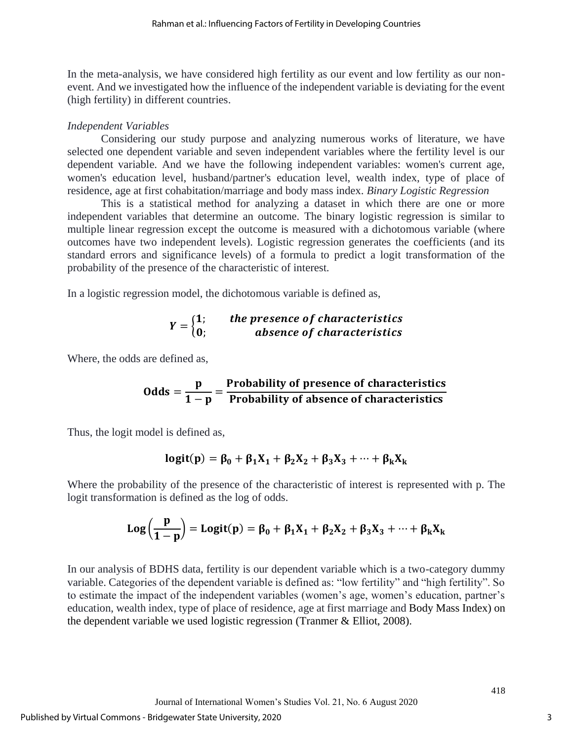In the meta-analysis, we have considered high fertility as our event and low fertility as our non-event. And we investigated how the influence of the independent variable is deviating for the event (high fertility) in different countries.

*Independent Variables*

Considering our study purpose and analyzing numerous works of literature, we have selected one dependent variable and seven independent variables where the fertility level is our dependent variable. And we have the following independent variables: women's current age, women's education level, husband/partner's education level, wealth index, type of place of residence, age at first cohabitation/marriage and body mass index. *Binary Logistic Regression*

This is a statistical method for analyzing a dataset in which there are one or more independent variables that determine an outcome. The binary logistic regression is similar to multiple linear regression except the outcome is measured with a dichotomous variable (where outcomes have two independent levels). Logistic regression generates the coefficients (and its standard errors and significance levels) of a formula to predict a logit transformation of the probability of the presence of the characteristic of interest.

In a logistic regression model, the dichotomous variable is defined as,

$$Y = \begin{cases} \mathbf{1}; & \textbf{\textit{the presence of characteristics}} \\ \mathbf{0}; & \textbf{\textit{absence of characteristics}} \end{cases}$$

Where, the odds are defined as,

$$\mathbf{Odds} = \frac{\mathbf{p}}{\mathbf{1 - p}} = \frac{\textbf{Probability of presence of characteristics}}{\textbf{Probability of absence of characteristics}}$$

Thus, the logit model is defined as,

$$\mathbf{logit(p) = \beta_0 + \beta_1 X_1 + \beta_2 X_2 + \beta_3 X_3 + \cdots + \beta_k X_k}$$

Where the probability of the presence of the characteristic of interest is represented with p. The logit transformation is defined as the log of odds.

$$\mathbf{Log\left(\frac{p}{1-p}\right) = Logit(p) = \beta_0 + \beta_1 X_1 + \beta_2 X_2 + \beta_3 X_3 + \cdots + \beta_k X_k}$$

In our analysis of BDHS data, fertility is our dependent variable which is a two-category dummy variable. Categories of the dependent variable is defined as: "low fertility" and "high fertility". So to estimate the impact of the independent variables (women's age, women's education, partner's education, wealth index, type of place of residence, age at first marriage and Body Mass Index) on the dependent variable we used logistic regression (Tranmer & Elliot, 2008).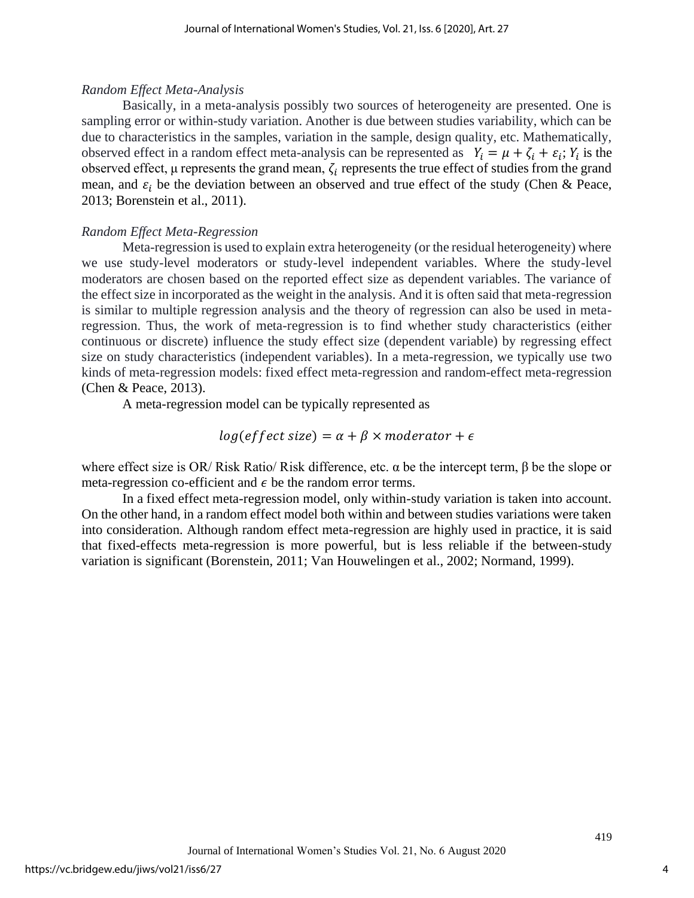*Random Effect Meta-Analysis*

Basically, in a meta-analysis possibly two sources of heterogeneity are presented. One is sampling error or within-study variation. Another is due between studies variability, which can be due to characteristics in the samples, variation in the sample, design quality, etc. Mathematically, observed effect in a random effect meta-analysis can be represented as $Y_i = \mu + \zeta_i + \varepsilon_i$; $Y_i$ is the observed effect, μ represents the grand mean, $\zeta_i$ represents the true effect of studies from the grand mean, and $\varepsilon_i$ be the deviation between an observed and true effect of the study (Chen & Peace, 2013; Borenstein et al., 2011).

*Random Effect Meta-Regression*

Meta-regression is used to explain extra heterogeneity (or the residual heterogeneity) where we use study-level moderators or study-level independent variables. Where the study-level moderators are chosen based on the reported effect size as dependent variables. The variance of the effect size in incorporated as the weight in the analysis. And it is often said that meta-regression is similar to multiple regression analysis and the theory of regression can also be used in meta-regression. Thus, the work of meta-regression is to find whether study characteristics (either continuous or discrete) influence the study effect size (dependent variable) by regressing effect size on study characteristics (independent variables). In a meta-regression, we typically use two kinds of meta-regression models: fixed effect meta-regression and random-effect meta-regression (Chen & Peace, 2013).

A meta-regression model can be typically represented as

$$log(effect\ size) = \alpha + \beta \times moderator + \epsilon$$

where effect size is OR/ Risk Ratio/ Risk difference, etc. α be the intercept term, β be the slope or meta-regression co-efficient and $\epsilon$ be the random error terms.

In a fixed effect meta-regression model, only within-study variation is taken into account. On the other hand, in a random effect model both within and between studies variations were taken into consideration. Although random effect meta-regression are highly used in practice, it is said that fixed-effects meta-regression is more powerful, but is less reliable if the between-study variation is significant (Borenstein, 2011; Van Houwelingen et al., 2002; Normand, 1999).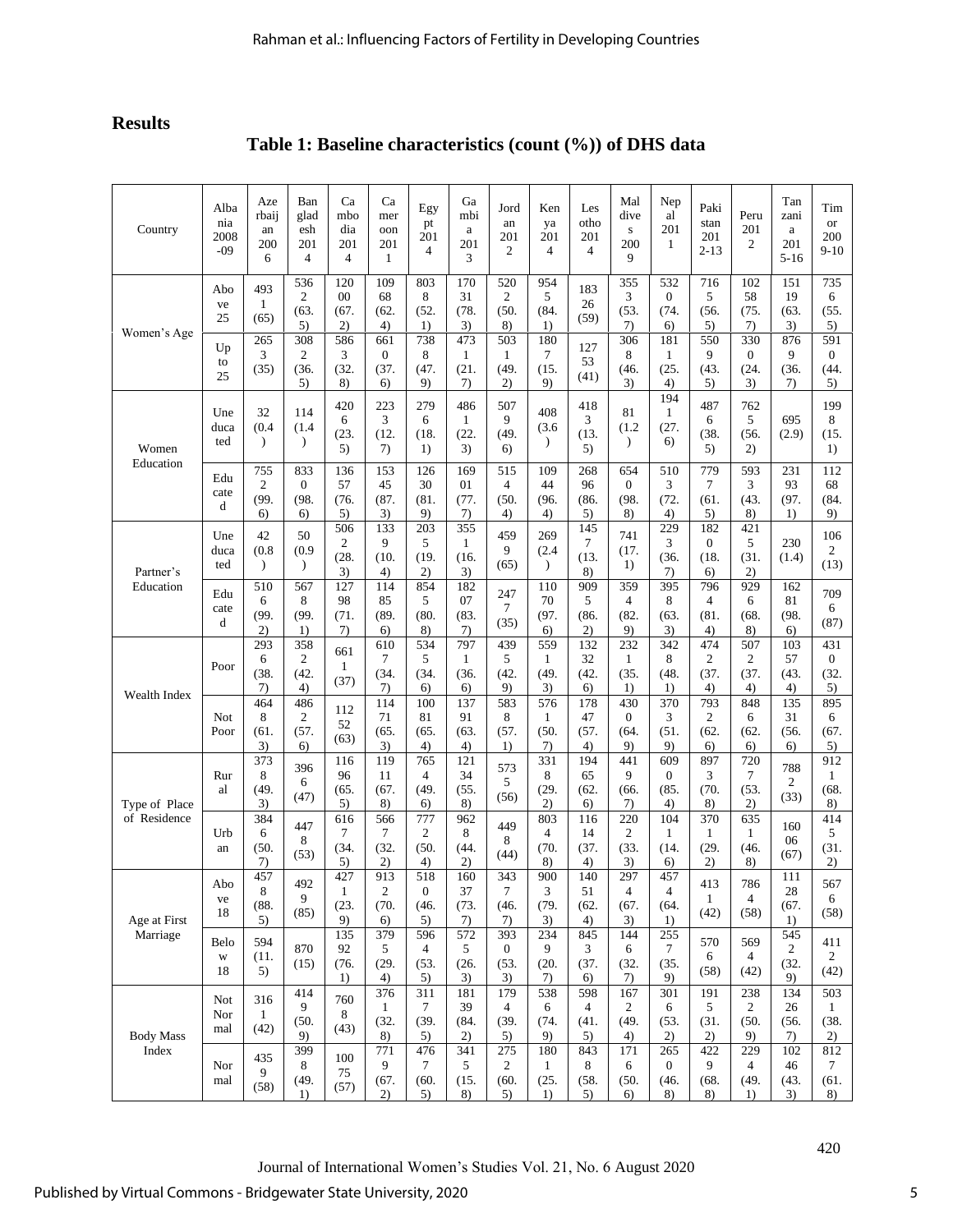## Results

### Table 1: Baseline characteristics (count (%)) of DHS data

| Country | | Albania 2008-09 | Azerbaijan 2006 | Bangladesh 2014 | Cambodia 2014 | Cameroon 2011 | Egypt 2014 | Gambia 2013 | Jordan 2012 | Kenya 2014 | Lesotho 2014 | Maldives 2009 | Nepal 2011 | Pakistan 2012-13 | Peru 2012 | Tanzania 2015-16 | Timor 2009-10 |
|---|---|---|---|---|---|---|---|---|---|---|---|---|---|---|---|---|---|
| Women's Age | Above 25 | 4931 (65) | 5362 (63.5) | 12000 (67.2) | 10968 (62.4) | 8038 (52.1) | 17031 (78.3) | 5202 (50.8) | 9545 (84.1) | 18326 (59) | 3553 (53.7) | 5320 (74.6) | 7165 (56.5) | 10258 (75.7) | 15119 (63.3) | 7356 (55.5) |
| | Up to 25 | 2653 (35) | 3082 (36.5) | 5863 (32.8) | 6610 (37.6) | 7388 (47.9) | 4731 (21.7) | 5031 (49.2) | 1807 (15.9) | 12753 (41) | 3068 (46.3) | 1811 (25.4) | 5509 (43.5) | 3300 (24.3) | 8769 (36.7) | 5910 (44.5) |
| Women Education | Uneducated | 32 (0.4) | 114 (1.4) | 4206 (23.5) | 2233 (12.7) | 2796 (18.1) | 4861 (22.3) | 5079 (49.6) | 408 (3.6) | 4183 (13.5) | 81 (1.2) | 1941 (27.6) | 4876 (38.5) | 7625 (56.2) | 695 (2.9) | 1998 (15.1) |
| | Educated | 7552 (99.6) | 8330 (98.6) | 13657 (76.5) | 15345 (87.3) | 12630 (81.9) | 16901 (77.7) | 5154 (50.4) | 10944 (96.4) | 26896 (86.5) | 6540 (98.8) | 5103 (72.4) | 7797 (61.5) | 5933 (43.8) | 23193 (97.1) | 11268 (84.9) |
| Partner's Education | Uneducated | 42 (0.8) | 50 (0.9) | 5062 (28.3) | 1339 (10.4) | 2035 (19.2) | 3551 (16.3) | 4599 (65) | 269 (2.4) | 1457 (13.8) | 741 (17.1) | 2293 (36.7) | 1820 (18.6) | 4215 (31.2) | 230 (1.4) | 1062 (13) |
| | Educated | 5106 (99.2) | 5678 (99.1) | 12798 (71.7) | 11485 (89.6) | 8545 (80.8) | 18207 (83.7) | 2477 (35) | 11070 (97.6) | 9095 (86.2) | 3594 (82.9) | 3958 (63.3) | 7964 (81.4) | 9296 (68.8) | 16281 (98.6) | 7096 (87) |
| Wealth Index | Poor | 2936 (38.7) | 3582 (42.4) | 6611 (37) | 6107 (34.7) | 5345 (34.6) | 7971 (36.6) | 4395 (42.9) | 5591 (49.3) | 13232 (42.6) | 2321 (35.1) | 3428 (48.1) | 4742 (37.4) | 5072 (37.4) | 10357 (43.4) | 4310 (32.5) |
| | Not Poor | 4648 (61.3) | 4862 (57.6) | 11252 (63) | 11471 (65.3) | 10081 (65.4) | 13791 (63.4) | 5838 (57.1) | 5761 (50.7) | 17847 (57.4) | 4300 (64.9) | 3703 (51.9) | 7932 (62.6) | 8486 (62.6) | 13531 (56.6) | 8956 (67.5) |
| Type of Place of Residence | Rural | 3738 (49.3) | 3966 (47) | 11696 (65.5) | 11911 (67.8) | 7654 (49.6) | 12134 (55.8) | 5735 (56) | 3318 (29.2) | 19465 (62.6) | 4419 (66.7) | 6090 (85.4) | 8973 (70.8) | 7207 (53.2) | 7882 (33) | 9121 (68.8) |
| | Urban | 3846 (50.7) | 4478 (53) | 6167 (34.5) | 5667 (32.2) | 7772 (50.4) | 9628 (44.2) | 4498 (44) | 8034 (70.8) | 11614 (37.4) | 2202 (33.3) | 1041 (14.6) | 3701 (29.2) | 6351 (46.8) | 16006 (67) | 4145 (31.2) |
| Age at First Marriage | Above 18 | 4578 (88.5) | 4929 (85) | 4271 (23.9) | 9132 (70.6) | 5180 (46.5) | 16037 (73.7) | 3437 (46.7) | 9003 (79.3) | 14051 (62.4) | 2974 (67.3) | 4574 (64.1) | 4131 (42) | 7864 (58) | 11128 (67.1) | 5676 (58) |
| | Below 18 | 594 (11.5) | 870 (15) | 13592 (76.1) | 3795 (29.4) | 5964 (53.5) | 5725 (26.3) | 3930 (53.3) | 2349 (20.7) | 8453 (37.6) | 1446 (32.7) | 2557 (35.9) | 5706 (58) | 5694 (42) | 5452 (32.9) | 4112 (42) |
| Body Mass Index | Not Normal | 3161 (42) | 4149 (50.9) | 7608 (43) | 3761 (32.8) | 3117 (39.5) | 18139 (84.2) | 1794 (39.5) | 5386 (74.9) | 5984 (41.5) | 1672 (49.4) | 3016 (53.2) | 1915 (31.2) | 2382 (50.9) | 13426 (56.7) | 5031 (38.2) |
| | Normal | 4359 (58) | 3998 (49.1) | 10075 (57) | 7719 (67.2) | 4767 (60.5) | 3415 (15.8) | 2752 (60.5) | 1801 (25.1) | 8438 (58.5) | 1716 (50.6) | 2650 (46.8) | 4229 (68.8) | 2294 (49.1) | 10246 (43.3) | 8127 (61.8) |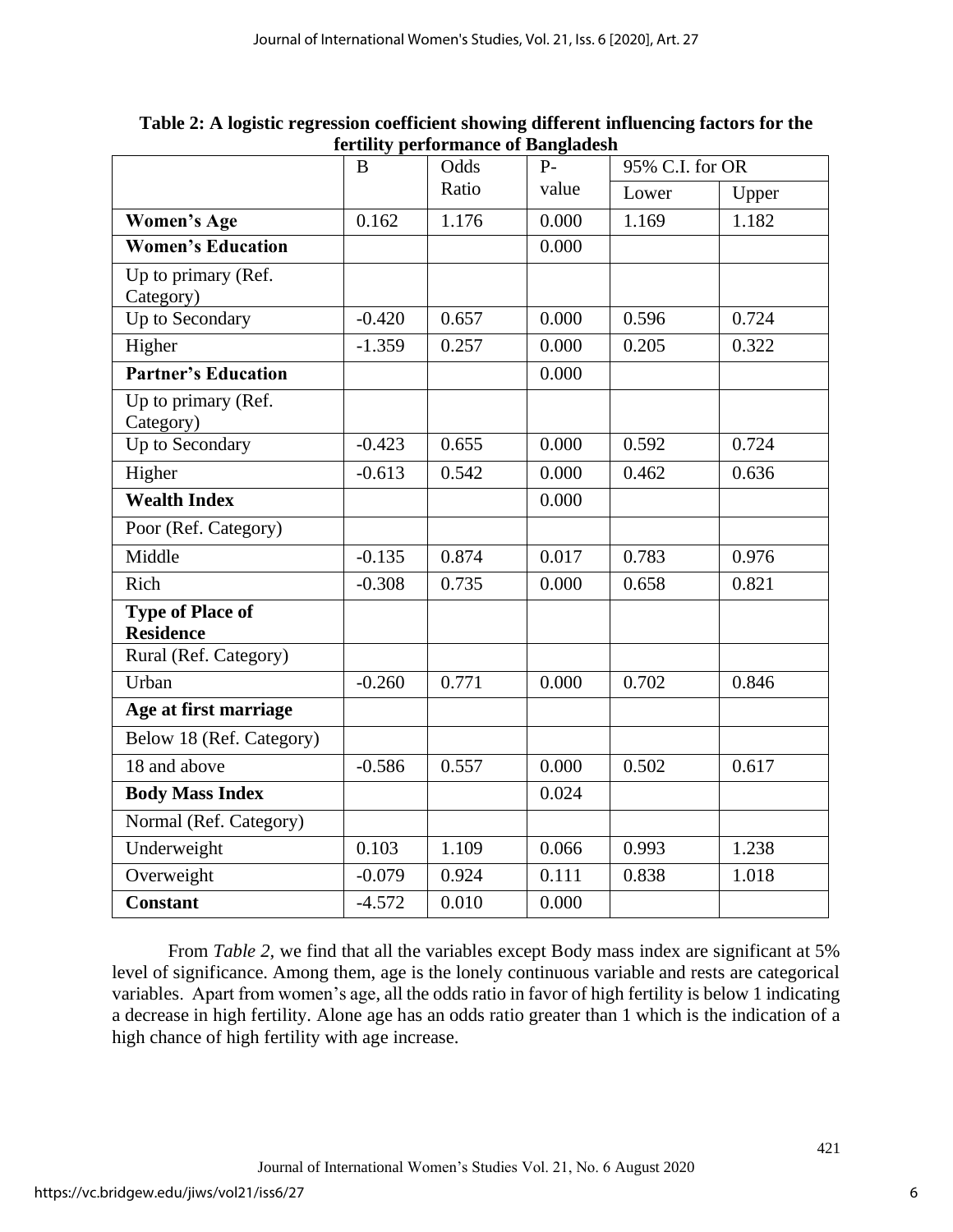**Table 2: A logistic regression coefficient showing different influencing factors for the fertility performance of Bangladesh**

| | B | Odds Ratio | P-value | 95% C.I. for OR | |
|---|---|---|---|---|---|
| | | | | Lower | Upper |
| **Women's Age** | 0.162 | 1.176 | 0.000 | 1.169 | 1.182 |
| **Women's Education** | | | 0.000 | | |
| Up to primary (Ref. Category) | | | | | |
| Up to Secondary | -0.420 | 0.657 | 0.000 | 0.596 | 0.724 |
| Higher | -1.359 | 0.257 | 0.000 | 0.205 | 0.322 |
| **Partner's Education** | | | 0.000 | | |
| Up to primary (Ref. Category) | | | | | |
| Up to Secondary | -0.423 | 0.655 | 0.000 | 0.592 | 0.724 |
| Higher | -0.613 | 0.542 | 0.000 | 0.462 | 0.636 |
| **Wealth Index** | | | 0.000 | | |
| Poor (Ref. Category) | | | | | |
| Middle | -0.135 | 0.874 | 0.017 | 0.783 | 0.976 |
| Rich | -0.308 | 0.735 | 0.000 | 0.658 | 0.821 |
| **Type of Place of Residence** | | | | | |
| Rural (Ref. Category) | | | | | |
| Urban | -0.260 | 0.771 | 0.000 | 0.702 | 0.846 |
| **Age at first marriage** | | | | | |
| Below 18 (Ref. Category) | | | | | |
| 18 and above | -0.586 | 0.557 | 0.000 | 0.502 | 0.617 |
| **Body Mass Index** | | | 0.024 | | |
| Normal (Ref. Category) | | | | | |
| Underweight | 0.103 | 1.109 | 0.066 | 0.993 | 1.238 |
| Overweight | -0.079 | 0.924 | 0.111 | 0.838 | 1.018 |
| **Constant** | -4.572 | 0.010 | 0.000 | | |

From *Table 2,* we find that all the variables except Body mass index are significant at 5% level of significance. Among them, age is the lonely continuous variable and rests are categorical variables. Apart from women's age, all the odds ratio in favor of high fertility is below 1 indicating a decrease in high fertility. Alone age has an odds ratio greater than 1 which is the indication of a high chance of high fertility with age increase.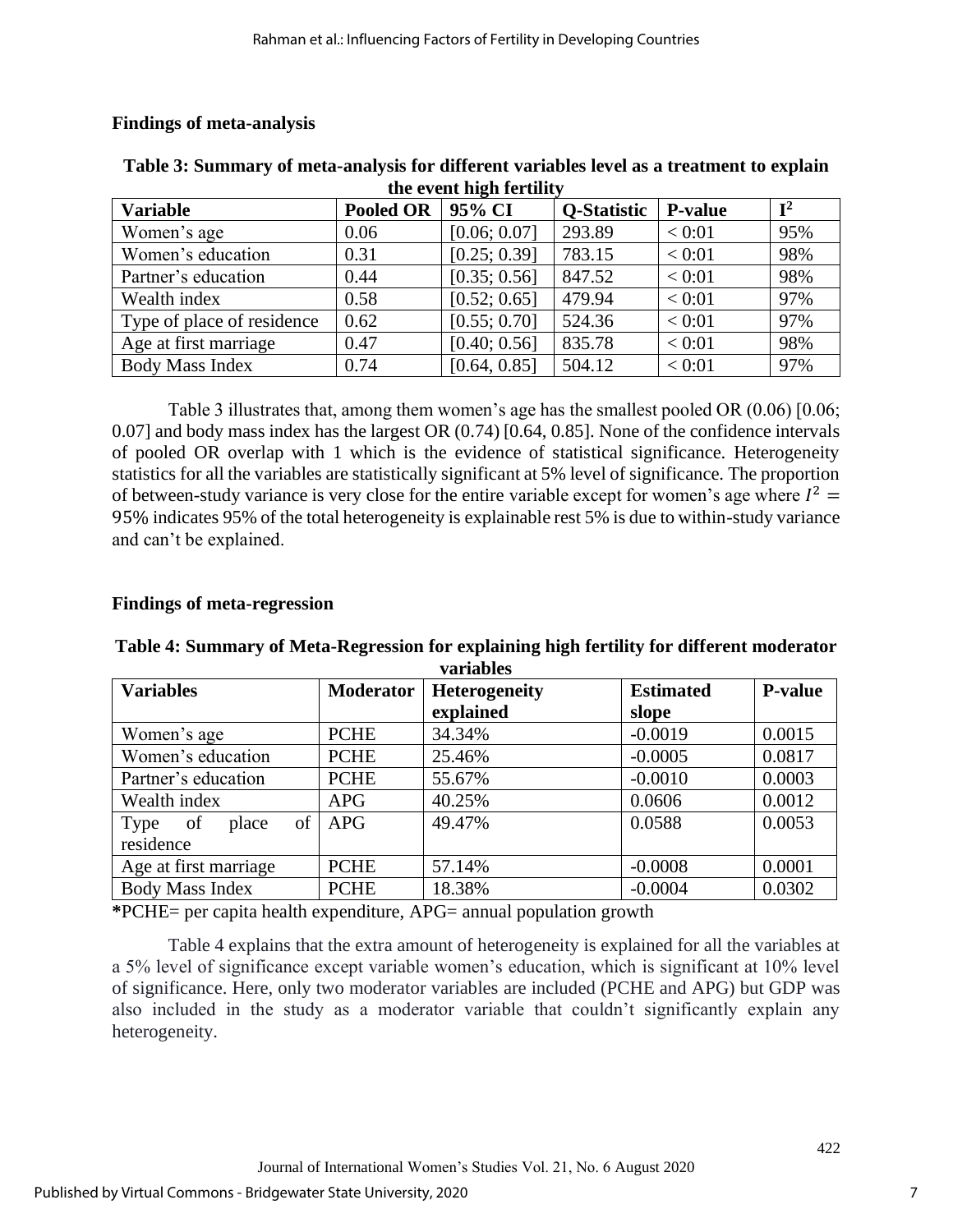### Findings of meta-analysis

**Table 3: Summary of meta-analysis for different variables level as a treatment to explain the event high fertility**

| Variable | Pooled OR | 95% CI | Q-Statistic | P-value | $I^2$ |
|---|---|---|---|---|---|
| Women's age | 0.06 | [0.06; 0.07] | 293.89 | < 0:01 | 95% |
| Women's education | 0.31 | [0.25; 0.39] | 783.15 | < 0:01 | 98% |
| Partner's education | 0.44 | [0.35; 0.56] | 847.52 | < 0:01 | 98% |
| Wealth index | 0.58 | [0.52; 0.65] | 479.94 | < 0:01 | 97% |
| Type of place of residence | 0.62 | [0.55; 0.70] | 524.36 | < 0:01 | 97% |
| Age at first marriage | 0.47 | [0.40; 0.56] | 835.78 | < 0:01 | 98% |
| Body Mass Index | 0.74 | [0.64, 0.85] | 504.12 | < 0:01 | 97% |

Table 3 illustrates that, among them women's age has the smallest pooled OR (0.06) [0.06; 0.07] and body mass index has the largest OR (0.74) [0.64, 0.85]. None of the confidence intervals of pooled OR overlap with 1 which is the evidence of statistical significance. Heterogeneity statistics for all the variables are statistically significant at 5% level of significance. The proportion of between-study variance is very close for the entire variable except for women's age where $I^2 = 95\%$ indicates 95% of the total heterogeneity is explainable rest 5% is due to within-study variance and can't be explained.

### Findings of meta-regression

**Table 4: Summary of Meta-Regression for explaining high fertility for different moderator variables**

| Variables | Moderator | Heterogeneity explained | Estimated slope | P-value |
|---|---|---|---|---|
| Women's age | PCHE | 34.34% | -0.0019 | 0.0015 |
| Women's education | PCHE | 25.46% | -0.0005 | 0.0817 |
| Partner's education | PCHE | 55.67% | -0.0010 | 0.0003 |
| Wealth index | APG | 40.25% | 0.0606 | 0.0012 |
| Type of place of residence | APG | 49.47% | 0.0588 | 0.0053 |
| Age at first marriage | PCHE | 57.14% | -0.0008 | 0.0001 |
| Body Mass Index | PCHE | 18.38% | -0.0004 | 0.0302 |

***PCHE**= per capita health expenditure, APG= annual population growth

Table 4 explains that the extra amount of heterogeneity is explained for all the variables at a 5% level of significance except variable women's education, which is significant at 10% level of significance. Here, only two moderator variables are included (PCHE and APG) but GDP was also included in the study as a moderator variable that couldn't significantly explain any heterogeneity.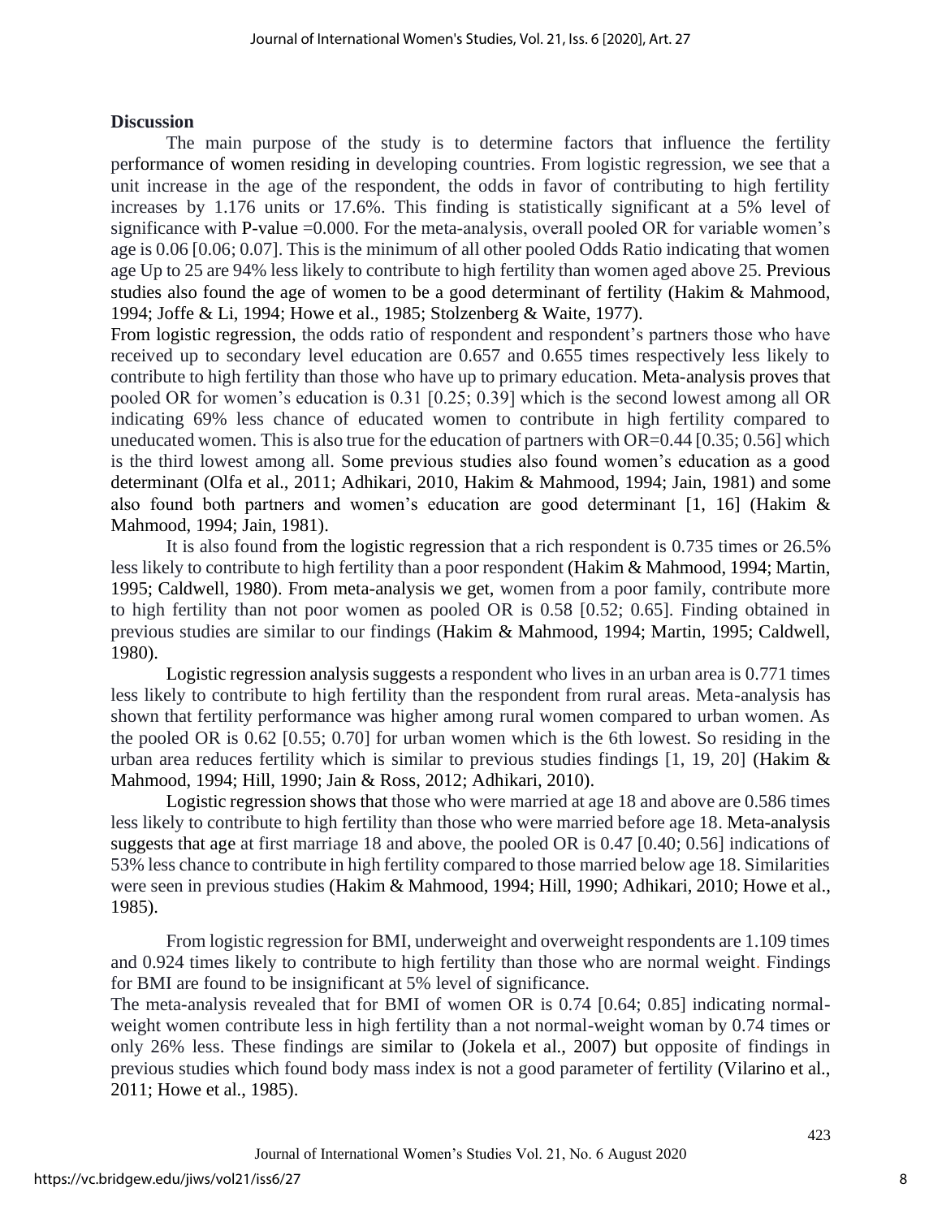## Discussion

The main purpose of the study is to determine factors that influence the fertility performance of women residing in developing countries. From logistic regression, we see that a unit increase in the age of the respondent, the odds in favor of contributing to high fertility increases by 1.176 units or 17.6%. This finding is statistically significant at a 5% level of significance with P-value =0.000. For the meta-analysis, overall pooled OR for variable women's age is 0.06 [0.06; 0.07]. This is the minimum of all other pooled Odds Ratio indicating that women age Up to 25 are 94% less likely to contribute to high fertility than women aged above 25. Previous studies also found the age of women to be a good determinant of fertility (Hakim & Mahmood, 1994; Joffe & Li, 1994; Howe et al., 1985; Stolzenberg & Waite, 1977).

From logistic regression, the odds ratio of respondent and respondent's partners those who have received up to secondary level education are 0.657 and 0.655 times respectively less likely to contribute to high fertility than those who have up to primary education. Meta-analysis proves that pooled OR for women's education is 0.31 [0.25; 0.39] which is the second lowest among all OR indicating 69% less chance of educated women to contribute in high fertility compared to uneducated women. This is also true for the education of partners with OR=0.44 [0.35; 0.56] which is the third lowest among all. Some previous studies also found women's education as a good determinant (Olfa et al., 2011; Adhikari, 2010, Hakim & Mahmood, 1994; Jain, 1981) and some also found both partners and women's education are good determinant [1, 16] (Hakim & Mahmood, 1994; Jain, 1981).

It is also found from the logistic regression that a rich respondent is 0.735 times or 26.5% less likely to contribute to high fertility than a poor respondent (Hakim & Mahmood, 1994; Martin, 1995; Caldwell, 1980). From meta-analysis we get, women from a poor family, contribute more to high fertility than not poor women as pooled OR is 0.58 [0.52; 0.65]. Finding obtained in previous studies are similar to our findings (Hakim & Mahmood, 1994; Martin, 1995; Caldwell, 1980).

Logistic regression analysis suggests a respondent who lives in an urban area is 0.771 times less likely to contribute to high fertility than the respondent from rural areas. Meta-analysis has shown that fertility performance was higher among rural women compared to urban women. As the pooled OR is 0.62 [0.55; 0.70] for urban women which is the 6th lowest. So residing in the urban area reduces fertility which is similar to previous studies findings [1, 19, 20] (Hakim & Mahmood, 1994; Hill, 1990; Jain & Ross, 2012; Adhikari, 2010).

Logistic regression shows that those who were married at age 18 and above are 0.586 times less likely to contribute to high fertility than those who were married before age 18. Meta-analysis suggests that age at first marriage 18 and above, the pooled OR is 0.47 [0.40; 0.56] indications of 53% less chance to contribute in high fertility compared to those married below age 18. Similarities were seen in previous studies (Hakim & Mahmood, 1994; Hill, 1990; Adhikari, 2010; Howe et al., 1985).

From logistic regression for BMI, underweight and overweight respondents are 1.109 times and 0.924 times likely to contribute to high fertility than those who are normal weight. Findings for BMI are found to be insignificant at 5% level of significance.

The meta-analysis revealed that for BMI of women OR is 0.74 [0.64; 0.85] indicating normal-weight women contribute less in high fertility than a not normal-weight woman by 0.74 times or only 26% less. These findings are similar to (Jokela et al., 2007) but opposite of findings in previous studies which found body mass index is not a good parameter of fertility (Vilarino et al., 2011; Howe et al., 1985).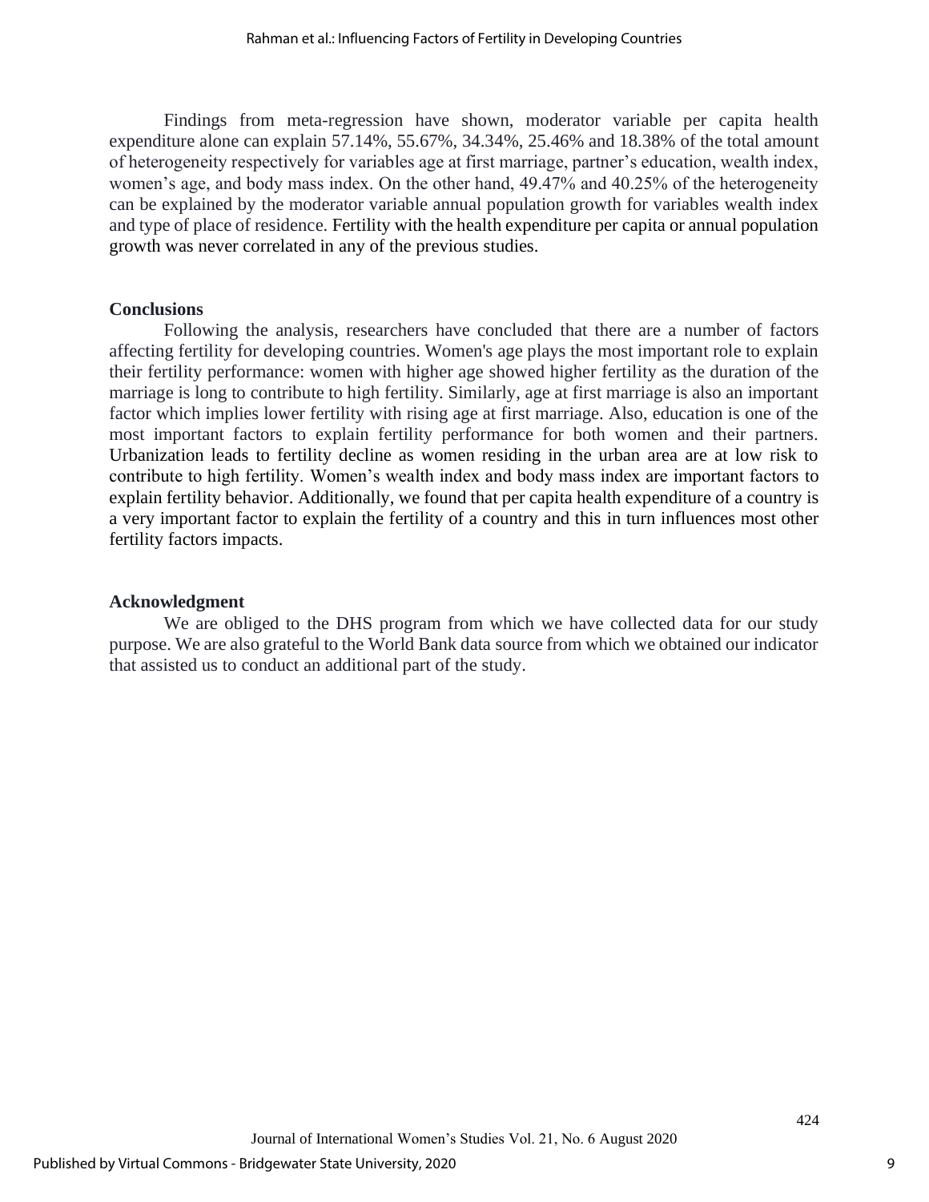Findings from meta-regression have shown, moderator variable per capita health expenditure alone can explain 57.14%, 55.67%, 34.34%, 25.46% and 18.38% of the total amount of heterogeneity respectively for variables age at first marriage, partner's education, wealth index, women's age, and body mass index. On the other hand, 49.47% and 40.25% of the heterogeneity can be explained by the moderator variable annual population growth for variables wealth index and type of place of residence. Fertility with the health expenditure per capita or annual population growth was never correlated in any of the previous studies.

## Conclusions

Following the analysis, researchers have concluded that there are a number of factors affecting fertility for developing countries. Women's age plays the most important role to explain their fertility performance: women with higher age showed higher fertility as the duration of the marriage is long to contribute to high fertility. Similarly, age at first marriage is also an important factor which implies lower fertility with rising age at first marriage. Also, education is one of the most important factors to explain fertility performance for both women and their partners. Urbanization leads to fertility decline as women residing in the urban area are at low risk to contribute to high fertility. Women's wealth index and body mass index are important factors to explain fertility behavior. Additionally, we found that per capita health expenditure of a country is a very important factor to explain the fertility of a country and this in turn influences most other fertility factors impacts.

## Acknowledgment

We are obliged to the DHS program from which we have collected data for our study purpose. We are also grateful to the World Bank data source from which we obtained our indicator that assisted us to conduct an additional part of the study.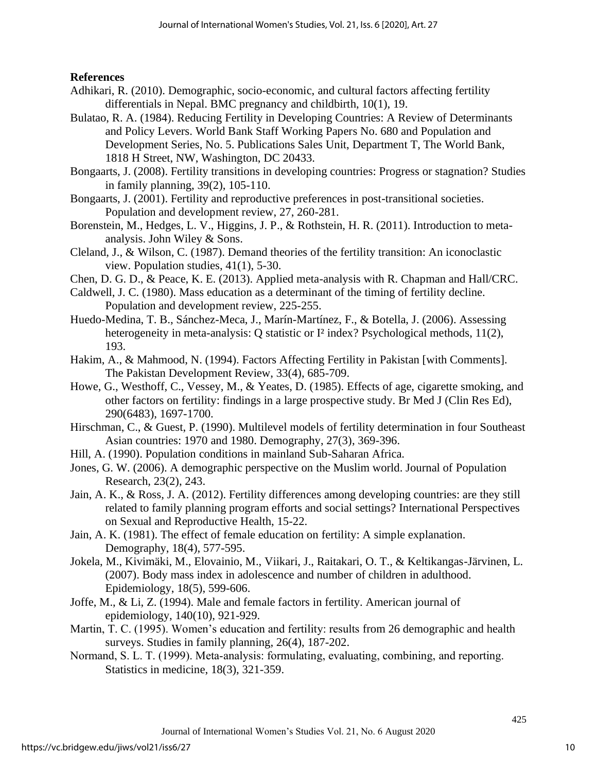**References**

Adhikari, R. (2010). Demographic, socio-economic, and cultural factors affecting fertility differentials in Nepal. BMC pregnancy and childbirth, 10(1), 19.

Bulatao, R. A. (1984). Reducing Fertility in Developing Countries: A Review of Determinants and Policy Levers. World Bank Staff Working Papers No. 680 and Population and Development Series, No. 5. Publications Sales Unit, Department T, The World Bank, 1818 H Street, NW, Washington, DC 20433.

Bongaarts, J. (2008). Fertility transitions in developing countries: Progress or stagnation? Studies in family planning, 39(2), 105-110.

Bongaarts, J. (2001). Fertility and reproductive preferences in post-transitional societies. Population and development review, 27, 260-281.

Borenstein, M., Hedges, L. V., Higgins, J. P., & Rothstein, H. R. (2011). Introduction to meta-analysis. John Wiley & Sons.

Cleland, J., & Wilson, C. (1987). Demand theories of the fertility transition: An iconoclastic view. Population studies, 41(1), 5-30.

Chen, D. G. D., & Peace, K. E. (2013). Applied meta-analysis with R. Chapman and Hall/CRC.

Caldwell, J. C. (1980). Mass education as a determinant of the timing of fertility decline. Population and development review, 225-255.

Huedo-Medina, T. B., Sánchez-Meca, J., Marín-Martínez, F., & Botella, J. (2006). Assessing heterogeneity in meta-analysis: Q statistic or I² index? Psychological methods, 11(2), 193.

Hakim, A., & Mahmood, N. (1994). Factors Affecting Fertility in Pakistan [with Comments]. The Pakistan Development Review, 33(4), 685-709.

Howe, G., Westhoff, C., Vessey, M., & Yeates, D. (1985). Effects of age, cigarette smoking, and other factors on fertility: findings in a large prospective study. Br Med J (Clin Res Ed), 290(6483), 1697-1700.

Hirschman, C., & Guest, P. (1990). Multilevel models of fertility determination in four Southeast Asian countries: 1970 and 1980. Demography, 27(3), 369-396.

Hill, A. (1990). Population conditions in mainland Sub-Saharan Africa.

Jones, G. W. (2006). A demographic perspective on the Muslim world. Journal of Population Research, 23(2), 243.

Jain, A. K., & Ross, J. A. (2012). Fertility differences among developing countries: are they still related to family planning program efforts and social settings? International Perspectives on Sexual and Reproductive Health, 15-22.

Jain, A. K. (1981). The effect of female education on fertility: A simple explanation. Demography, 18(4), 577-595.

Jokela, M., Kivimäki, M., Elovainio, M., Viikari, J., Raitakari, O. T., & Keltikangas-Järvinen, L. (2007). Body mass index in adolescence and number of children in adulthood. Epidemiology, 18(5), 599-606.

Joffe, M., & Li, Z. (1994). Male and female factors in fertility. American journal of epidemiology, 140(10), 921-929.

Martin, T. C. (1995). Women's education and fertility: results from 26 demographic and health surveys. Studies in family planning, 26(4), 187-202.

Normand, S. L. T. (1999). Meta-analysis: formulating, evaluating, combining, and reporting. Statistics in medicine, 18(3), 321-359.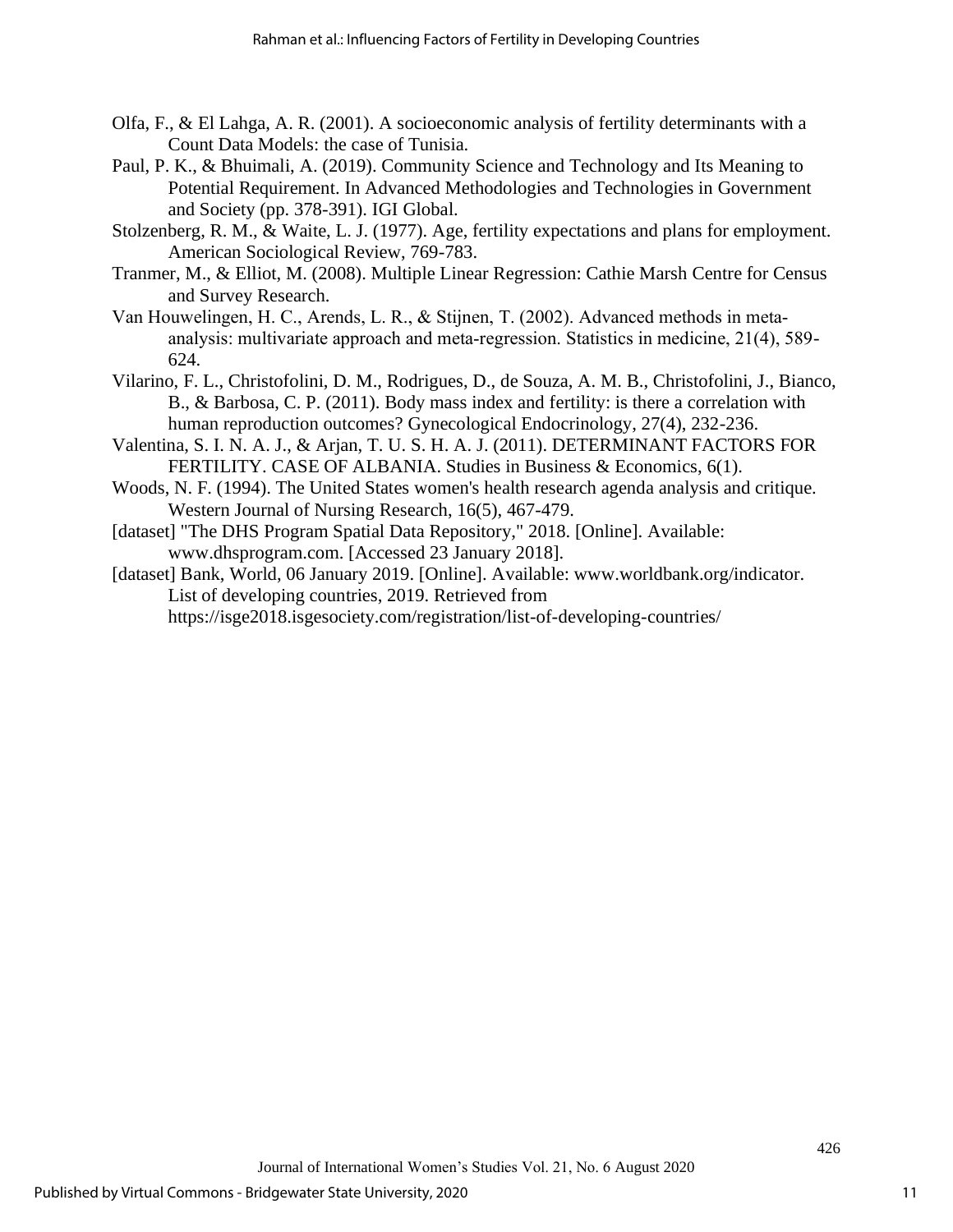Olfa, F., & El Lahga, A. R. (2001). A socioeconomic analysis of fertility determinants with a Count Data Models: the case of Tunisia.

Paul, P. K., & Bhuimali, A. (2019). Community Science and Technology and Its Meaning to Potential Requirement. In Advanced Methodologies and Technologies in Government and Society (pp. 378-391). IGI Global.

Stolzenberg, R. M., & Waite, L. J. (1977). Age, fertility expectations and plans for employment. American Sociological Review, 769-783.

Tranmer, M., & Elliot, M. (2008). Multiple Linear Regression: Cathie Marsh Centre for Census and Survey Research.

Van Houwelingen, H. C., Arends, L. R., & Stijnen, T. (2002). Advanced methods in meta-analysis: multivariate approach and meta-regression. Statistics in medicine, 21(4), 589-624.

Vilarino, F. L., Christofolini, D. M., Rodrigues, D., de Souza, A. M. B., Christofolini, J., Bianco, B., & Barbosa, C. P. (2011). Body mass index and fertility: is there a correlation with human reproduction outcomes? Gynecological Endocrinology, 27(4), 232-236.

Valentina, S. I. N. A. J., & Arjan, T. U. S. H. A. J. (2011). DETERMINANT FACTORS FOR FERTILITY. CASE OF ALBANIA. Studies in Business & Economics, 6(1).

Woods, N. F. (1994). The United States women's health research agenda analysis and critique. Western Journal of Nursing Research, 16(5), 467-479.

[dataset] "The DHS Program Spatial Data Repository," 2018. [Online]. Available: www.dhsprogram.com. [Accessed 23 January 2018].

[dataset] Bank, World, 06 January 2019. [Online]. Available: www.worldbank.org/indicator. List of developing countries, 2019. Retrieved from https://isge2018.isgesociety.com/registration/list-of-developing-countries/